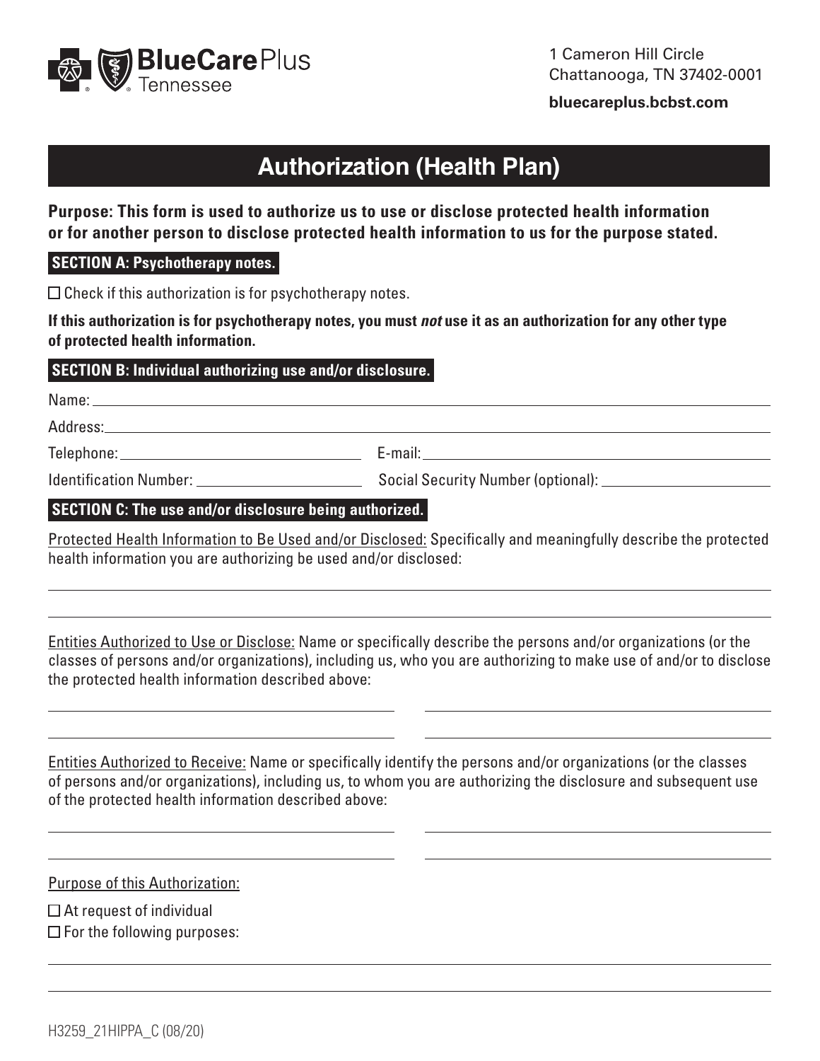BlueCare Plus Tennessee

1 Cameron Hill Circle
Chattanooga, TN 37402-0001

**bluecareplus.bcbst.com**

# Authorization (Health Plan)

**Purpose: This form is used to authorize us to use or disclose protected health information or for another person to disclose protected health information to us for the purpose stated.**

## SECTION A: Psychotherapy notes.

☐ Check if this authorization is for psychotherapy notes.

**If this authorization is for psychotherapy notes, you must *not* use it as an authorization for any other type of protected health information.**

## SECTION B: Individual authorizing use and/or disclosure.

Name: ______________________________

Address: ______________________________

Telephone: ______________________________ E-mail: ______________________________

Identification Number: ______________________________ Social Security Number (optional): ______________________________

## SECTION C: The use and/or disclosure being authorized.

Protected Health Information to Be Used and/or Disclosed: Specifically and meaningfully describe the protected health information you are authorizing be used and/or disclosed:

______________________________

______________________________

Entities Authorized to Use or Disclose: Name or specifically describe the persons and/or organizations (or the classes of persons and/or organizations), including us, who you are authorizing to make use of and/or to disclose the protected health information described above:

______________________________ ______________________________

______________________________ ______________________________

Entities Authorized to Receive: Name or specifically identify the persons and/or organizations (or the classes of persons and/or organizations), including us, to whom you are authorizing the disclosure and subsequent use of the protected health information described above:

______________________________ ______________________________

______________________________ ______________________________

Purpose of this Authorization:

☐ At request of individual

☐ For the following purposes:

______________________________

______________________________

H3259_21HIPPA_C (08/20)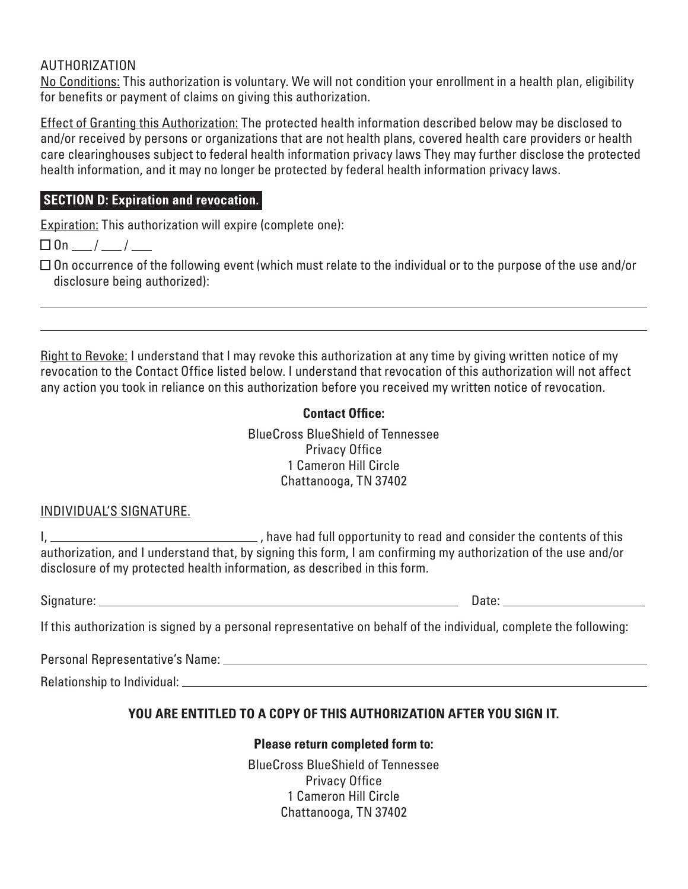AUTHORIZATION

No Conditions: This authorization is voluntary. We will not condition your enrollment in a health plan, eligibility for benefits or payment of claims on giving this authorization.

Effect of Granting this Authorization: The protected health information described below may be disclosed to and/or received by persons or organizations that are not health plans, covered health care providers or health care clearinghouses subject to federal health information privacy laws They may further disclose the protected health information, and it may no longer be protected by federal health information privacy laws.

## SECTION D: Expiration and revocation.

Expiration: This authorization will expire (complete one):

☐ On ___ / ___ / ___

☐ On occurrence of the following event (which must relate to the individual or to the purpose of the use and/or disclosure being authorized):

______________________________________________________________________

______________________________________________________________________

Right to Revoke: I understand that I may revoke this authorization at any time by giving written notice of my revocation to the Contact Office listed below. I understand that revocation of this authorization will not affect any action you took in reliance on this authorization before you received my written notice of revocation.

**Contact Office:**

BlueCross BlueShield of Tennessee
Privacy Office
1 Cameron Hill Circle
Chattanooga, TN 37402

INDIVIDUAL'S SIGNATURE.

I, ______________________________ , have had full opportunity to read and consider the contents of this authorization, and I understand that, by signing this form, I am confirming my authorization of the use and/or disclosure of my protected health information, as described in this form.

Signature: ______________________________________________ Date: ____________________

If this authorization is signed by a personal representative on behalf of the individual, complete the following:

Personal Representative's Name: ______________________________________________

Relationship to Individual: ______________________________________________

**YOU ARE ENTITLED TO A COPY OF THIS AUTHORIZATION AFTER YOU SIGN IT.**

**Please return completed form to:**

BlueCross BlueShield of Tennessee
Privacy Office
1 Cameron Hill Circle
Chattanooga, TN 37402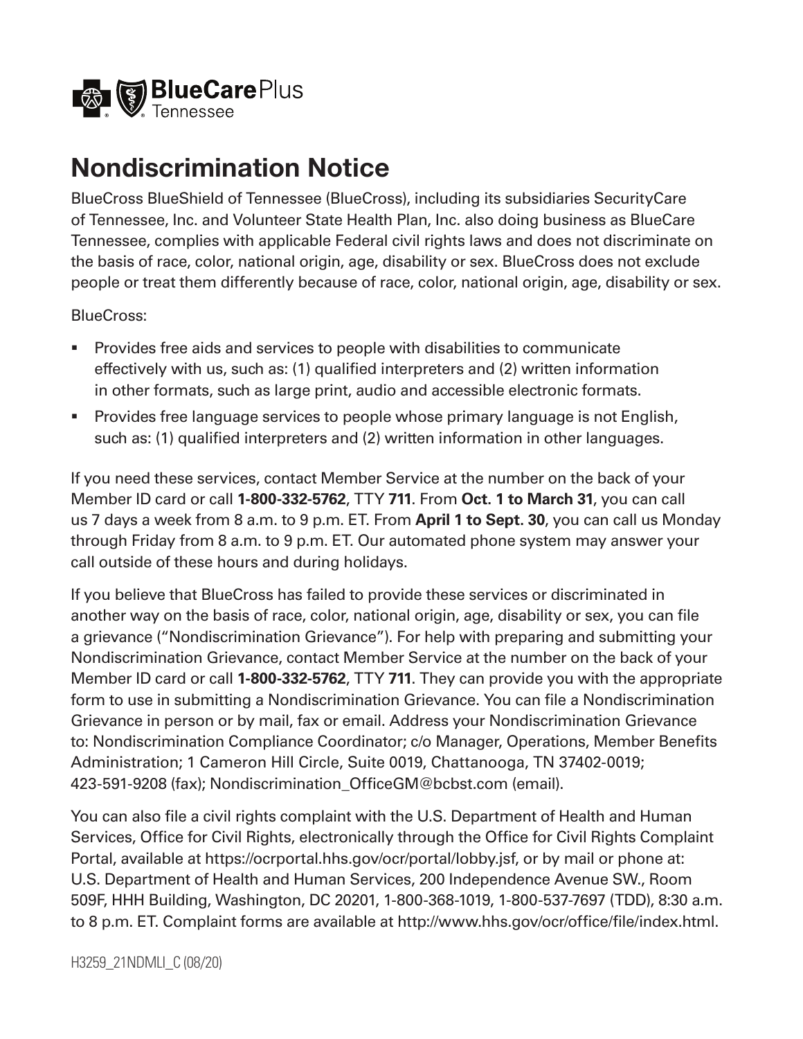BlueCare Plus Tennessee

# Nondiscrimination Notice

BlueCross BlueShield of Tennessee (BlueCross), including its subsidiaries SecurityCare of Tennessee, Inc. and Volunteer State Health Plan, Inc. also doing business as BlueCare Tennessee, complies with applicable Federal civil rights laws and does not discriminate on the basis of race, color, national origin, age, disability or sex. BlueCross does not exclude people or treat them differently because of race, color, national origin, age, disability or sex.

BlueCross:

- Provides free aids and services to people with disabilities to communicate effectively with us, such as: (1) qualified interpreters and (2) written information in other formats, such as large print, audio and accessible electronic formats.
- Provides free language services to people whose primary language is not English, such as: (1) qualified interpreters and (2) written information in other languages.

If you need these services, contact Member Service at the number on the back of your Member ID card or call **1-800-332-5762**, TTY **711**. From **Oct. 1 to March 31**, you can call us 7 days a week from 8 a.m. to 9 p.m. ET. From **April 1 to Sept. 30**, you can call us Monday through Friday from 8 a.m. to 9 p.m. ET. Our automated phone system may answer your call outside of these hours and during holidays.

If you believe that BlueCross has failed to provide these services or discriminated in another way on the basis of race, color, national origin, age, disability or sex, you can file a grievance ("Nondiscrimination Grievance"). For help with preparing and submitting your Nondiscrimination Grievance, contact Member Service at the number on the back of your Member ID card or call **1-800-332-5762**, TTY **711**. They can provide you with the appropriate form to use in submitting a Nondiscrimination Grievance. You can file a Nondiscrimination Grievance in person or by mail, fax or email. Address your Nondiscrimination Grievance to: Nondiscrimination Compliance Coordinator; c/o Manager, Operations, Member Benefits Administration; 1 Cameron Hill Circle, Suite 0019, Chattanooga, TN 37402-0019; 423-591-9208 (fax); Nondiscrimination_OfficeGM@bcbst.com (email).

You can also file a civil rights complaint with the U.S. Department of Health and Human Services, Office for Civil Rights, electronically through the Office for Civil Rights Complaint Portal, available at https://ocrportal.hhs.gov/ocr/portal/lobby.jsf, or by mail or phone at: U.S. Department of Health and Human Services, 200 Independence Avenue SW., Room 509F, HHH Building, Washington, DC 20201, 1-800-368-1019, 1-800-537-7697 (TDD), 8:30 a.m. to 8 p.m. ET. Complaint forms are available at http://www.hhs.gov/ocr/office/file/index.html.

H3259_21NDMLI_C (08/20)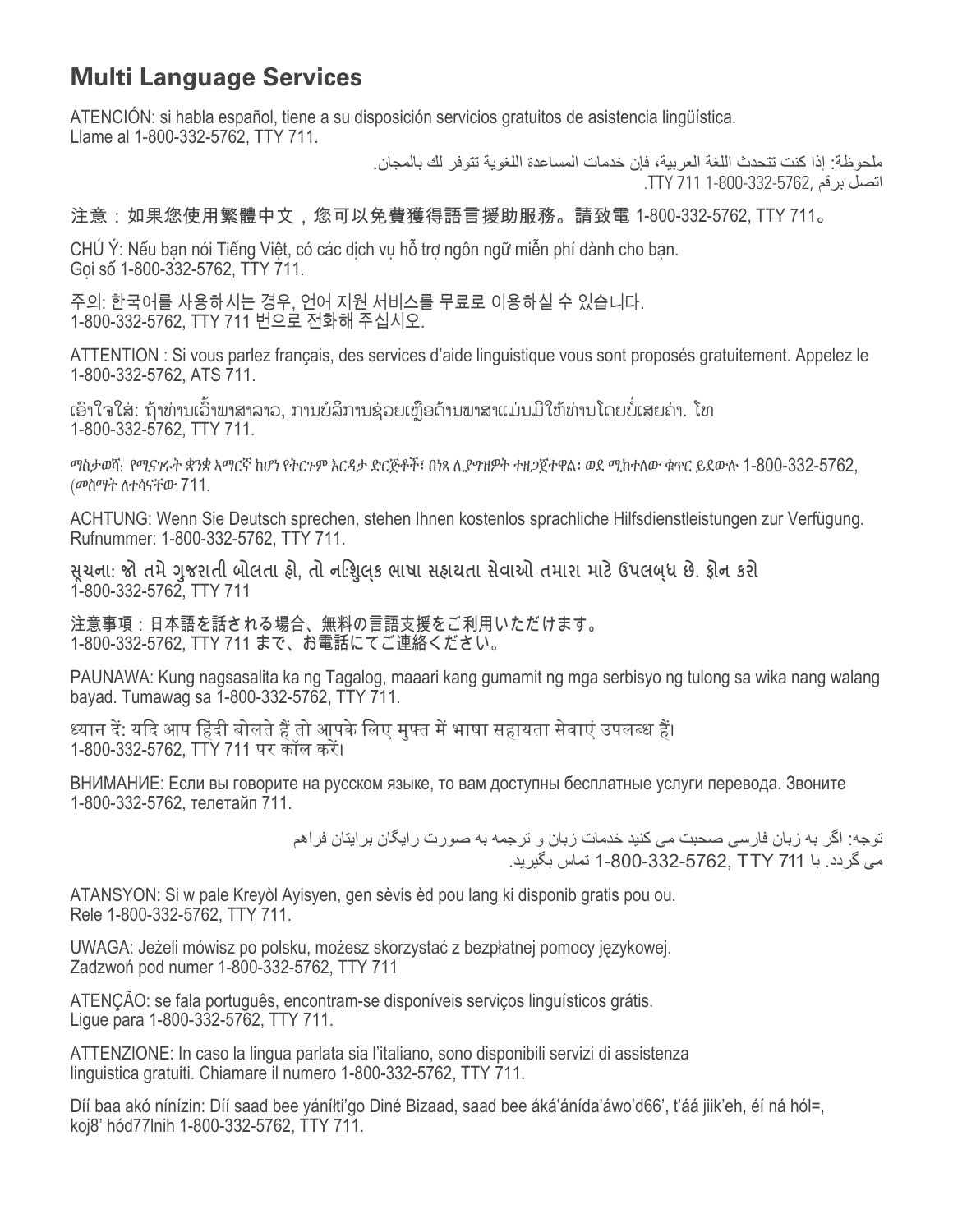## Multi Language Services

ATENCIÓN: si habla español, tiene a su disposición servicios gratuitos de asistencia lingüística.
Llame al 1-800-332-5762, TTY 711.

ملحوظة: إذا كنت تتحدث اللغة العربية، فإن خدمات المساعدة اللغوية تتوفر لك بالمجان.
اتصل برقم 1-800-332-5762, TTY 711.

注意：如果您使用繁體中文，您可以免費獲得語言援助服務。請致電 1-800-332-5762, TTY 711。

CHÚ Ý: Nếu bạn nói Tiếng Việt, có các dịch vụ hỗ trợ ngôn ngữ miễn phí dành cho bạn.
Gọi số 1-800-332-5762, TTY 711.

주의: 한국어를 사용하시는 경우, 언어 지원 서비스를 무료로 이용하실 수 있습니다.
1-800-332-5762, TTY 711 번으로 전화해 주십시오.

ATTENTION : Si vous parlez français, des services d'aide linguistique vous sont proposés gratuitement. Appelez le 1-800-332-5762, ATS 711.

ເອົາໃຈໃສ່: ຖ້າທ່ານເວົ້າພາສາລາວ, ການບໍລິການຊ່ວຍເຫຼືອດ້ານພາສາແມ່ນມີໃຫ້ທ່ານໂດຍບໍ່ເສຍຄ່າ. ໂທ
1-800-332-5762, TTY 711.

ማስታወሻ: የሚናገሩት ቋንቋ ኣማርኛ ከሆነ የትርጉም እርዳታ ድርጅቶች፣ በነጻ ሊያግዝዎት ተዘጋጀተዋል፡ ወደ ሚከተለው ቁጥር ይደውሉ 1-800-332-5762, (መስማት ለተሳናቸው 711.

ACHTUNG: Wenn Sie Deutsch sprechen, stehen Ihnen kostenlos sprachliche Hilfsdienstleistungen zur Verfügung.
Rufnummer: 1-800-332-5762, TTY 711.

સૂચના: જો તમે ગુજરાતી બોલતા હો, તો નિ:શુલ્ક ભાષા સહાયતા સેવાઓ તમારા માટે ઉપલબ્ધ છે. ફોન કરો
1-800-332-5762, TTY 711

注意事項：日本語を話される場合、無料の言語支援をご利用いただけます。
1-800-332-5762, TTY 711 まで、お電話にてご連絡ください。

PAUNAWA: Kung nagsasalita ka ng Tagalog, maaari kang gumamit ng mga serbisyo ng tulong sa wika nang walang bayad. Tumawag sa 1-800-332-5762, TTY 711.

ध्यान दें: यदि आप हिंदी बोलते हैं तो आपके लिए मुफ्त में भाषा सहायता सेवाएं उपलब्ध हैं।
1-800-332-5762, TTY 711 पर कॉल करें।

ВНИМАНИЕ: Если вы говорите на русском языке, то вам доступны бесплатные услуги перевода. Звоните 1-800-332-5762, телетайп 711.

توجه: اگر به زبان فارسی صحبت می کنید خدمات زبان و ترجمه به صورت رایگان برایتان فراهم
می گردد. با 1-800-332-5762, TTY 711 تماس بگیرید.

ATANSYON: Si w pale Kreyòl Ayisyen, gen sèvis èd pou lang ki disponib gratis pou ou.
Rele 1-800-332-5762, TTY 711.

UWAGA: Jeżeli mówisz po polsku, możesz skorzystać z bezpłatnej pomocy językowej.
Zadzwoń pod numer 1-800-332-5762, TTY 711

ATENÇÃO: se fala português, encontram-se disponíveis serviços linguísticos grátis.
Ligue para 1-800-332-5762, TTY 711.

ATTENZIONE: In caso la lingua parlata sia l'italiano, sono disponibili servizi di assistenza linguistica gratuiti. Chiamare il numero 1-800-332-5762, TTY 711.

Díí baa akó nínízin: Díí saad bee yáníłti'go Diné Bizaad, saad bee áká'ánída'áwo'd66', t'áá jiik'eh, éí ná hól=, koj8' hód77lnih 1-800-332-5762, TTY 711.